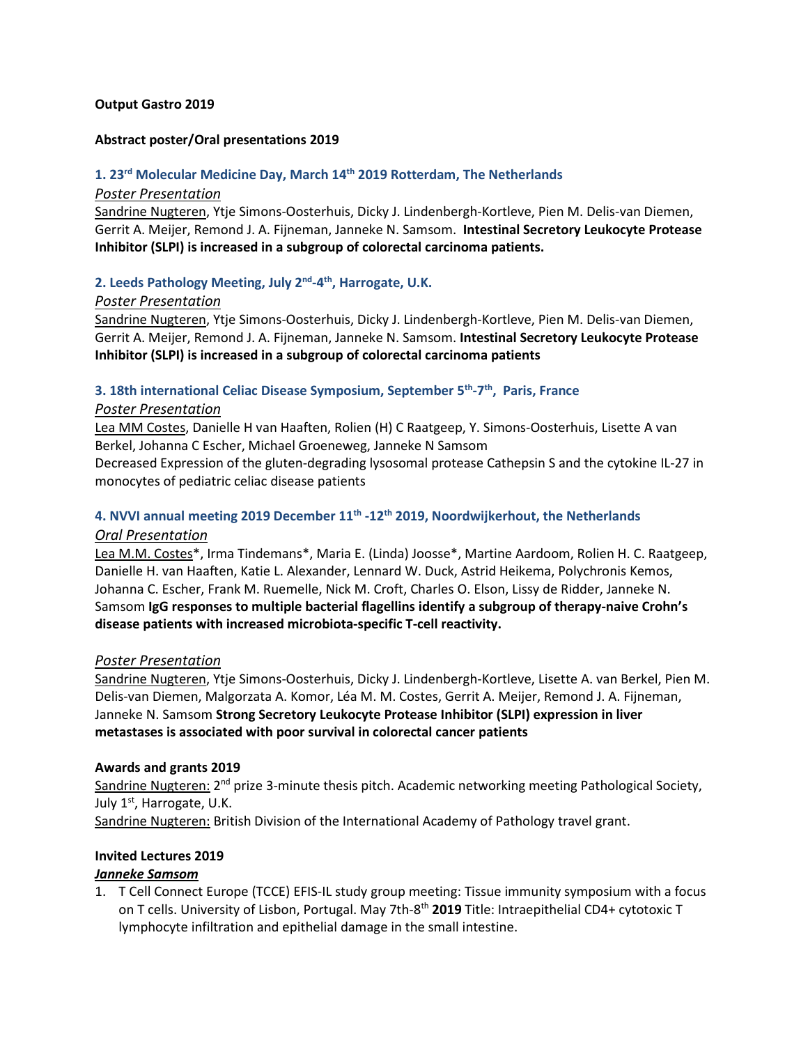**Output Gastro 2019**

**Abstract poster/Oral presentations 2019**

### 1. 23rd Molecular Medicine Day, March 14th 2019 Rotterdam, The Netherlands

*Poster Presentation*

Sandrine Nugteren, Ytje Simons-Oosterhuis, Dicky J. Lindenbergh-Kortleve, Pien M. Delis-van Diemen, Gerrit A. Meijer, Remond J. A. Fijneman, Janneke N. Samsom. **Intestinal Secretory Leukocyte Protease Inhibitor (SLPI) is increased in a subgroup of colorectal carcinoma patients.**

### 2. Leeds Pathology Meeting, July 2nd-4th, Harrogate, U.K.

*Poster Presentation*

Sandrine Nugteren, Ytje Simons-Oosterhuis, Dicky J. Lindenbergh-Kortleve, Pien M. Delis-van Diemen, Gerrit A. Meijer, Remond J. A. Fijneman, Janneke N. Samsom. **Intestinal Secretory Leukocyte Protease Inhibitor (SLPI) is increased in a subgroup of colorectal carcinoma patients**

### 3. 18th international Celiac Disease Symposium, September 5th-7th, Paris, France

*Poster Presentation*

Lea MM Costes, Danielle H van Haaften, Rolien (H) C Raatgeep, Y. Simons-Oosterhuis, Lisette A van Berkel, Johanna C Escher, Michael Groeneweg, Janneke N Samsom
Decreased Expression of the gluten-degrading lysosomal protease Cathepsin S and the cytokine IL-27 in monocytes of pediatric celiac disease patients

### 4. NVVI annual meeting 2019 December 11th -12th 2019, Noordwijkerhout, the Netherlands

*Oral Presentation*

Lea M.M. Costes*, Irma Tindemans*, Maria E. (Linda) Joosse*, Martine Aardoom, Rolien H. C. Raatgeep, Danielle H. van Haaften, Katie L. Alexander, Lennard W. Duck, Astrid Heikema, Polychronis Kemos, Johanna C. Escher, Frank M. Ruemelle, Nick M. Croft, Charles O. Elson, Lissy de Ridder, Janneke N. Samsom **IgG responses to multiple bacterial flagellins identify a subgroup of therapy-naive Crohn's disease patients with increased microbiota-specific T-cell reactivity.**

*Poster Presentation*

Sandrine Nugteren, Ytje Simons-Oosterhuis, Dicky J. Lindenbergh-Kortleve, Lisette A. van Berkel, Pien M. Delis-van Diemen, Malgorzata A. Komor, Léa M. M. Costes, Gerrit A. Meijer, Remond J. A. Fijneman, Janneke N. Samsom **Strong Secretory Leukocyte Protease Inhibitor (SLPI) expression in liver metastases is associated with poor survival in colorectal cancer patients**

**Awards and grants 2019**

Sandrine Nugteren: 2nd prize 3-minute thesis pitch. Academic networking meeting Pathological Society, July 1st, Harrogate, U.K.

Sandrine Nugteren: British Division of the International Academy of Pathology travel grant.

**Invited Lectures 2019**

***Janneke Samsom***

1. T Cell Connect Europe (TCCE) EFIS-IL study group meeting: Tissue immunity symposium with a focus on T cells. University of Lisbon, Portugal. May 7th-8th **2019** Title: Intraepithelial CD4+ cytotoxic T lymphocyte infiltration and epithelial damage in the small intestine.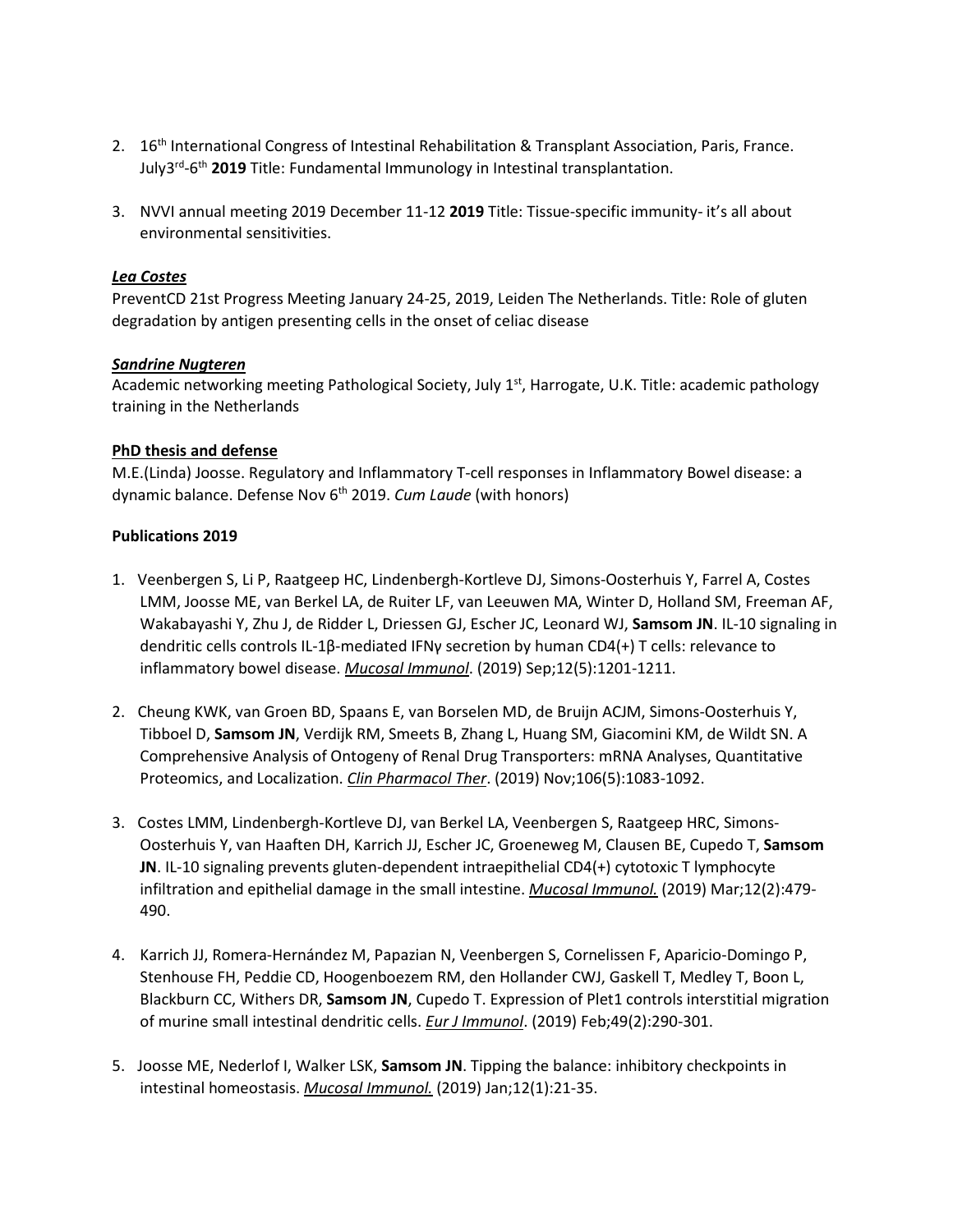2. 16th International Congress of Intestinal Rehabilitation & Transplant Association, Paris, France. July3rd-6th **2019** Title: Fundamental Immunology in Intestinal transplantation.

3. NVVI annual meeting 2019 December 11-12 **2019** Title: Tissue-specific immunity- it's all about environmental sensitivities.

***Lea Costes***

PreventCD 21st Progress Meeting January 24-25, 2019, Leiden The Netherlands. Title: Role of gluten degradation by antigen presenting cells in the onset of celiac disease

***Sandrine Nugteren***

Academic networking meeting Pathological Society, July 1st, Harrogate, U.K. Title: academic pathology training in the Netherlands

**PhD thesis and defense**

M.E.(Linda) Joosse. Regulatory and Inflammatory T-cell responses in Inflammatory Bowel disease: a dynamic balance. Defense Nov 6th 2019. *Cum Laude* (with honors)

**Publications 2019**

1. Veenbergen S, Li P, Raatgeep HC, Lindenbergh-Kortleve DJ, Simons-Oosterhuis Y, Farrel A, Costes LMM, Joosse ME, van Berkel LA, de Ruiter LF, van Leeuwen MA, Winter D, Holland SM, Freeman AF, Wakabayashi Y, Zhu J, de Ridder L, Driessen GJ, Escher JC, Leonard WJ, **Samsom JN**. IL-10 signaling in dendritic cells controls IL-1β-mediated IFNγ secretion by human CD4(+) T cells: relevance to inflammatory bowel disease. ***Mucosal Immunol***. (2019) Sep;12(5):1201-1211.

2. Cheung KWK, van Groen BD, Spaans E, van Borselen MD, de Bruijn ACJM, Simons-Oosterhuis Y, Tibboel D, **Samsom JN**, Verdijk RM, Smeets B, Zhang L, Huang SM, Giacomini KM, de Wildt SN. A Comprehensive Analysis of Ontogeny of Renal Drug Transporters: mRNA Analyses, Quantitative Proteomics, and Localization. ***Clin Pharmacol Ther***. (2019) Nov;106(5):1083-1092.

3. Costes LMM, Lindenbergh-Kortleve DJ, van Berkel LA, Veenbergen S, Raatgeep HRC, Simons-Oosterhuis Y, van Haaften DH, Karrich JJ, Escher JC, Groeneweg M, Clausen BE, Cupedo T, **Samsom JN**. IL-10 signaling prevents gluten-dependent intraepithelial CD4(+) cytotoxic T lymphocyte infiltration and epithelial damage in the small intestine. ***Mucosal Immunol.*** (2019) Mar;12(2):479-490.

4. Karrich JJ, Romera-Hernández M, Papazian N, Veenbergen S, Cornelissen F, Aparicio-Domingo P, Stenhouse FH, Peddie CD, Hoogenboezem RM, den Hollander CWJ, Gaskell T, Medley T, Boon L, Blackburn CC, Withers DR, **Samsom JN**, Cupedo T. Expression of Plet1 controls interstitial migration of murine small intestinal dendritic cells. ***Eur J Immunol***. (2019) Feb;49(2):290-301.

5. Joosse ME, Nederlof I, Walker LSK, **Samsom JN**. Tipping the balance: inhibitory checkpoints in intestinal homeostasis. ***Mucosal Immunol.*** (2019) Jan;12(1):21-35.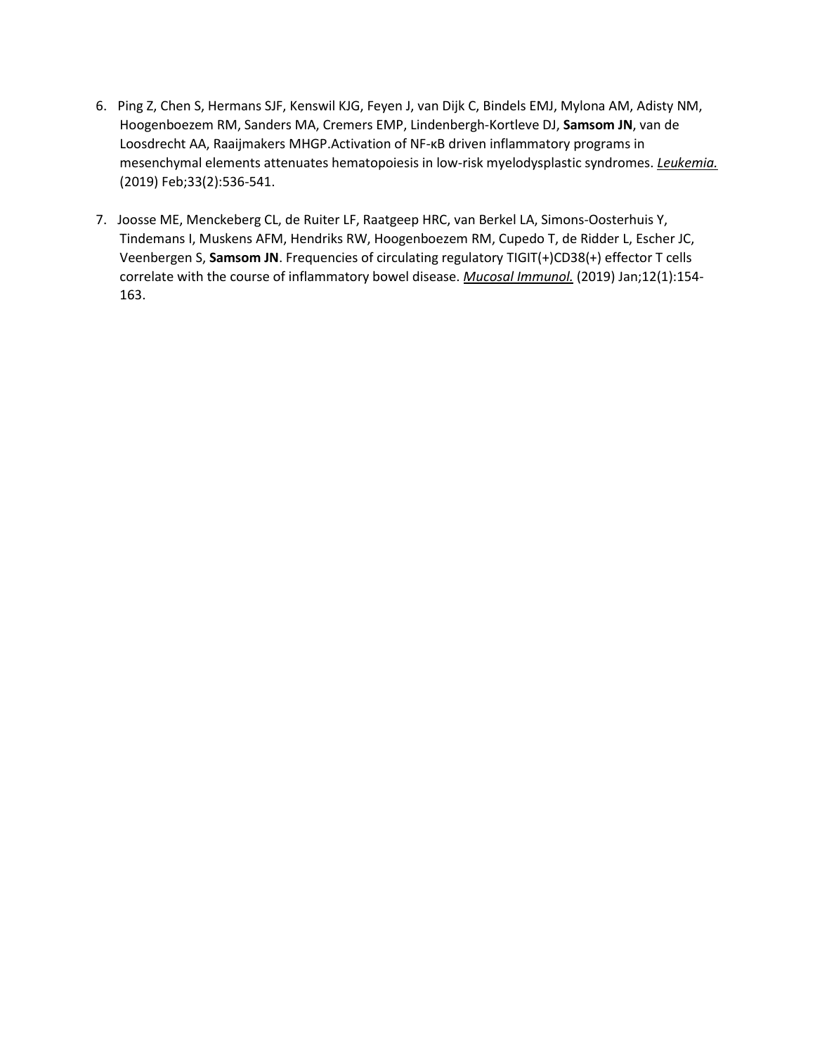6. Ping Z, Chen S, Hermans SJF, Kenswil KJG, Feyen J, van Dijk C, Bindels EMJ, Mylona AM, Adisty NM, Hoogenboezem RM, Sanders MA, Cremers EMP, Lindenbergh-Kortleve DJ, **Samsom JN**, van de Loosdrecht AA, Raaijmakers MHGP.Activation of NF-κB driven inflammatory programs in mesenchymal elements attenuates hematopoiesis in low-risk myelodysplastic syndromes. *Leukemia.* (2019) Feb;33(2):536-541.

7. Joosse ME, Menckeberg CL, de Ruiter LF, Raatgeep HRC, van Berkel LA, Simons-Oosterhuis Y, Tindemans I, Muskens AFM, Hendriks RW, Hoogenboezem RM, Cupedo T, de Ridder L, Escher JC, Veenbergen S, **Samsom JN**. Frequencies of circulating regulatory TIGIT(+)CD38(+) effector T cells correlate with the course of inflammatory bowel disease. *Mucosal Immunol.* (2019) Jan;12(1):154-163.